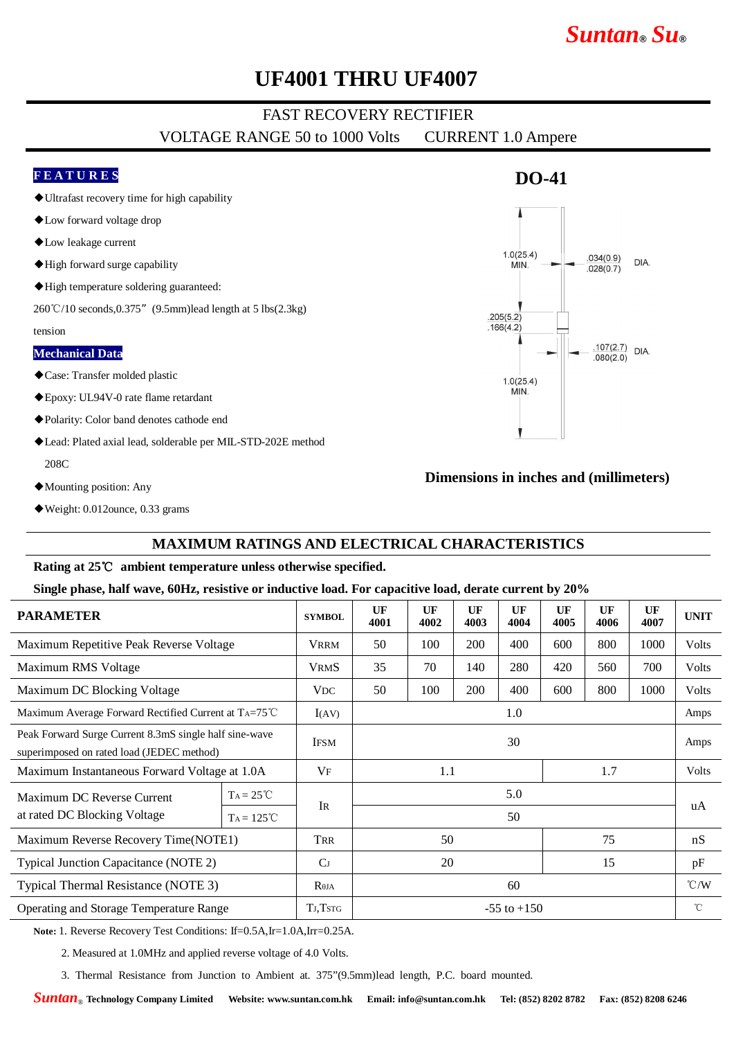# UF4001 THRU UF4007

## FAST RECOVERY RECTIFIER

VOLTAGE RANGE 50 to 1000 Volts CURRENT 1.0 Ampere

### FEATURES

- ◆Ultrafast recovery time for high capability
- ◆Low forward voltage drop
- ◆Low leakage current
- ◆High forward surge capability
- ◆High temperature soldering guaranteed: 260℃/10 seconds,0.375”(9.5mm)lead length at 5 lbs(2.3kg) tension

### Mechanical Data

- ◆Case: Transfer molded plastic
- ◆Epoxy: UL94V-0 rate flame retardant
- ◆Polarity: Color band denotes cathode end
- ◆Lead: Plated axial lead, solderable per MIL-STD-202E method 208C
- ◆Mounting position: Any
- ◆Weight: 0.012ounce, 0.33 grams

### DO-41

1.0(25.4) MIN.

.034(0.9) .028(0.7) DIA.

.205(5.2) .166(4.2)

.107(2.7) .080(2.0) DIA.

1.0(25.4) MIN.

**Dimensions in inches and (millimeters)**

## MAXIMUM RATINGS AND ELECTRICAL CHARACTERISTICS

**Rating at 25℃ ambient temperature unless otherwise specified.**

**Single phase, half wave, 60Hz, resistive or inductive load. For capacitive load, derate current by 20%**

| PARAMETER | | SYMBOL | UF 4001 | UF 4002 | UF 4003 | UF 4004 | UF 4005 | UF 4006 | UF 4007 | UNIT |
|---|---|---|---|---|---|---|---|---|---|---|
| Maximum Repetitive Peak Reverse Voltage | | VRRM | 50 | 100 | 200 | 400 | 600 | 800 | 1000 | Volts |
| Maximum RMS Voltage | | VRMS | 35 | 70 | 140 | 280 | 420 | 560 | 700 | Volts |
| Maximum DC Blocking Voltage | | VDC | 50 | 100 | 200 | 400 | 600 | 800 | 1000 | Volts |
| Maximum Average Forward Rectified Current at $T_A$=75℃ | | I(AV) | 1.0 | | | | | | | Amps |
| Peak Forward Surge Current 8.3mS single half sine-wave superimposed on rated load (JEDEC method) | | IFSM | 30 | | | | | | | Amps |
| Maximum Instantaneous Forward Voltage at 1.0A | | VF | 1.1 | | | | 1.7 | | | Volts |
| Maximum DC Reverse Current at rated DC Blocking Voltage | $T_A$ = 25℃ | IR | 5.0 | | | | | | | uA |
| | $T_A$ = 125℃ | | 50 | | | | | | | |
| Maximum Reverse Recovery Time(NOTE1) | | TRR | 50 | | | | 75 | | | nS |
| Typical Junction Capacitance (NOTE 2) | | CJ | 20 | | | | 15 | | | pF |
| Typical Thermal Resistance (NOTE 3) | | RθJA | 60 | | | | | | | ℃/W |
| Operating and Storage Temperature Range | | TJ,TSTG | -55 to +150 | | | | | | | ℃ |

**Note:** 1. Reverse Recovery Test Conditions: If=0.5A,Ir=1.0A,Irr=0.25A.

2. Measured at 1.0MHz and applied reverse voltage of 4.0 Volts.

3. Thermal Resistance from Junction to Ambient at. 375”(9.5mm)lead length, P.C. board mounted.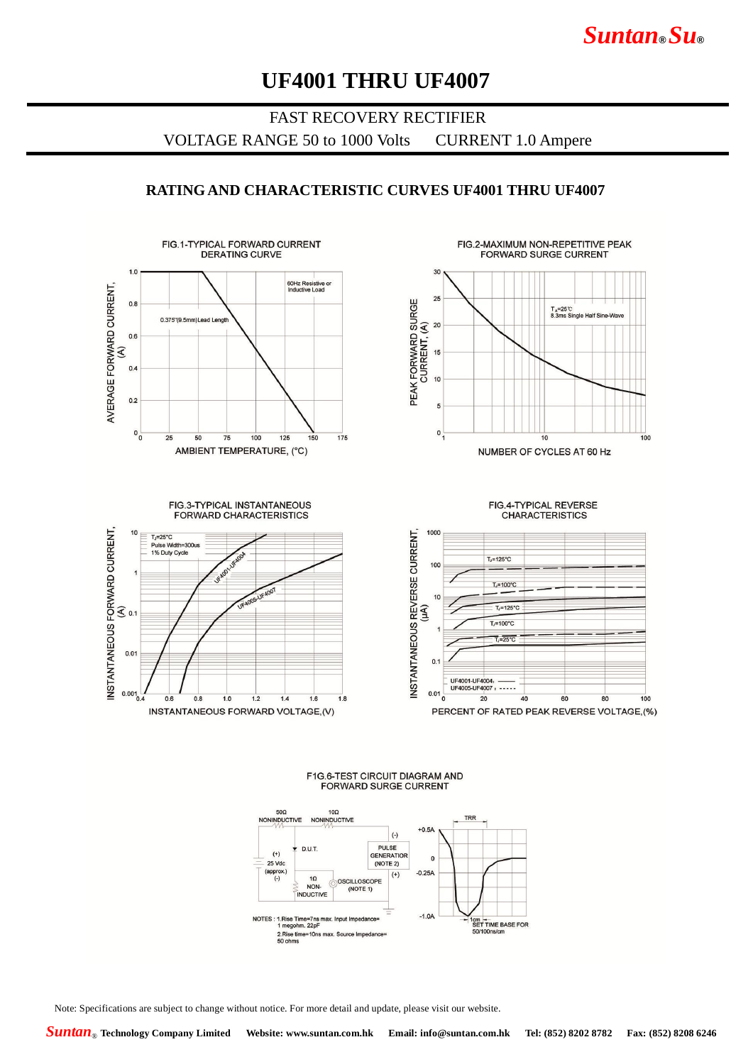# UF4001 THRU UF4007

FAST RECOVERY RECTIFIER

VOLTAGE RANGE 50 to 1000 Volts   CURRENT 1.0 Ampere

## RATING AND CHARACTERISTIC CURVES UF4001 THRU UF4007

FIG.1-TYPICAL FORWARD CURRENT DERATING CURVE

AVERAGE FORWARD CURRENT, (A)

1.0
0.8
0.6
0.4
0.2
0

0 25 50 75 100 125 150 175

AMBIENT TEMPERATURE, (°C)

60Hz Resistive or Inductive Load

0.375"(9.5mm)Lead Length

FIG.2-MAXIMUM NON-REPETITIVE PEAK FORWARD SURGE CURRENT

PEAK FORWARD SURGE CURRENT, (A)

30
25
20
15
10
5
0

1 10 100

NUMBER OF CYCLES AT 60 Hz

$T_A$=25°C
8.3ms Single Half Sine-Wave

FIG.3-TYPICAL INSTANTANEOUS FORWARD CHARACTERISTICS

INSTANTANEOUS FORWARD CURRENT, (A)

10
1
0.1
0.01
0.001

0.4 0.6 0.8 1.0 1.2 1.4 1.6 1.8

INSTANTANEOUS FORWARD VOLTAGE,(V)

$T_J$=25°C
Pulse Width=300us
1% Duty Cycle

UF4001-UF4004

UF4005-UF4007

FIG.4-TYPICAL REVERSE CHARACTERISTICS

INSTANTANEOUS REVERSE CURRENT, (μA)

1000
100
10
1
0.1
0.01

0 20 40 60 80 100

PERCENT OF RATED PEAK REVERSE VOLTAGE,(%)

$T_J$=125°C
$T_J$=100°C
$T_J$=125°C
$T_J$=100°C
$T_J$=25°C

UF4001-UF4004: ———
UF4005-UF4007 : - - - - -

F1G.6-TEST CIRCUIT DIAGRAM AND FORWARD SURGE CURRENT

50Ω NONINDUCTIVE
10Ω NONINDUCTIVE
D.U.T.
(+) 25 Vdc (approx.) (-)
1Ω NON-INDUCTIVE
OSCILLOSCOPE (NOTE 1)
PULSE GENERATIOR (NOTE 2)
(-)
(+)

TRR
+0.5A
0
-0.25A
-1.0A
1cm
SET TIME BASE FOR 50/100ns/cm

NOTES : 1.Rise Time=7ns max. Input Impedance= 1 megohm, 22pF
2.Rise time=10ns max. Source Impedance= 50 ohms

Note: Specifications are subject to change without notice. For more detail and update, please visit our website.

Suntan® Technology Company Limited   Website: www.suntan.com.hk   Email: info@suntan.com.hk   Tel: (852) 8202 8782   Fax: (852) 8208 6246